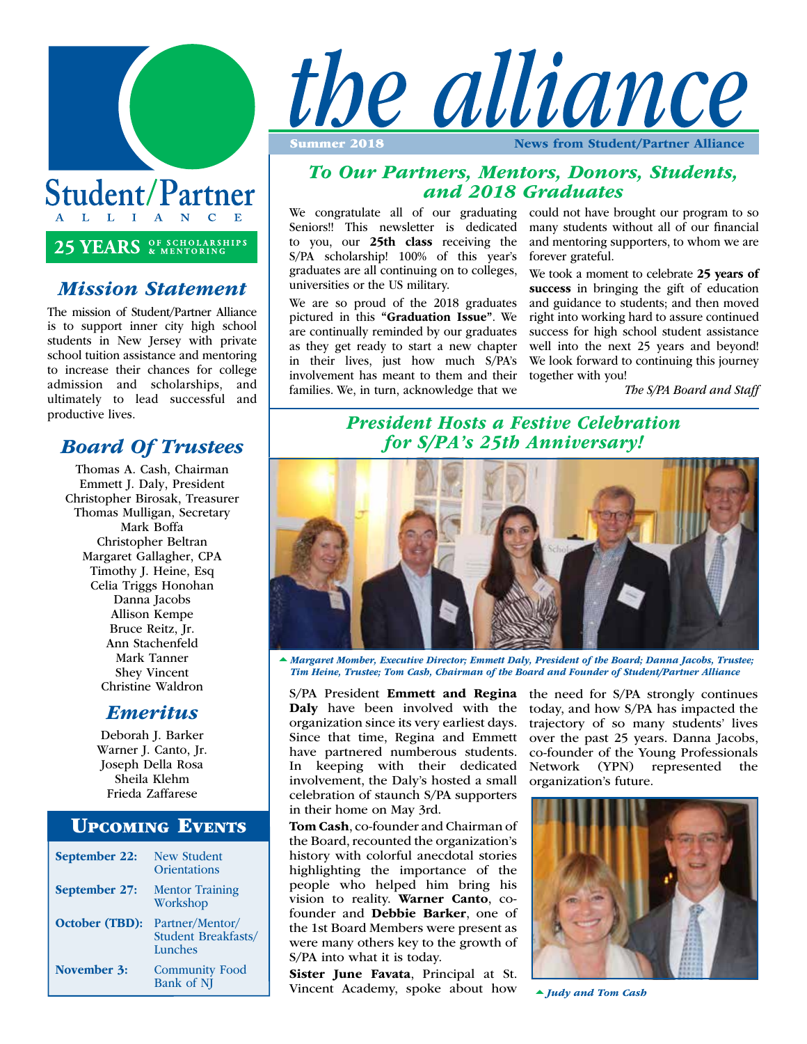# the alliance

**Summer 2018** — **News from Student/Partner Alliance**

Student/Partner ALLIANCE

**25 YEARS** OF SCHOLARSHIPS & MENTORING

## *Mission Statement*

The mission of Student/Partner Alliance is to support inner city high school students in New Jersey with private school tuition assistance and mentoring to increase their chances for college admission and scholarships, and ultimately to lead successful and productive lives.

## *Board Of Trustees*

Thomas A. Cash, Chairman
Emmett J. Daly, President
Christopher Birosak, Treasurer
Thomas Mulligan, Secretary
Mark Boffa
Christopher Beltran
Margaret Gallagher, CPA
Timothy J. Heine, Esq
Celia Triggs Honohan
Danna Jacobs
Allison Kempe
Bruce Reitz, Jr.
Ann Stachenfeld
Mark Tanner
Shey Vincent
Christine Waldron

## *Emeritus*

Deborah J. Barker
Warner J. Canto, Jr.
Joseph Della Rosa
Sheila Klehm
Frieda Zaffarese

## Upcoming Events

| | |
|---|---|
| **September 22:** | New Student Orientations |
| **September 27:** | Mentor Training Workshop |
| **October (TBD):** | Partner/Mentor/ Student Breakfasts/ Lunches |
| **November 3:** | Community Food Bank of NJ |

## *To Our Partners, Mentors, Donors, Students, and 2018 Graduates*

We congratulate all of our graduating Seniors!! This newsletter is dedicated to you, our **25th class** receiving the S/PA scholarship! 100% of this year's graduates are all continuing on to colleges, universities or the US military.

We are so proud of the 2018 graduates pictured in this **"Graduation Issue"**. We are continually reminded by our graduates as they get ready to start a new chapter in their lives, just how much S/PA's involvement has meant to them and their families. We, in turn, acknowledge that we could not have brought our program to so many students without all of our financial and mentoring supporters, to whom we are forever grateful.

We took a moment to celebrate **25 years of success** in bringing the gift of education and guidance to students; and then moved right into working hard to assure continued success for high school student assistance well into the next 25 years and beyond! We look forward to continuing this journey together with you!

*The S/PA Board and Staff*

## *President Hosts a Festive Celebration for S/PA's 25th Anniversary!*

*Margaret Momber, Executive Director; Emmett Daly, President of the Board; Danna Jacobs, Trustee; Tim Heine, Trustee; Tom Cash, Chairman of the Board and Founder of Student/Partner Alliance*

S/PA President **Emmett and Regina Daly** have been involved with the organization since its very earliest days. Since that time, Regina and Emmett have partnered numberous students. In keeping with their dedicated involvement, the Daly's hosted a small celebration of staunch S/PA supporters in their home on May 3rd.

**Tom Cash**, co-founder and Chairman of the Board, recounted the organization's history with colorful anecdotal stories highlighting the importance of the people who helped him bring his vision to reality. **Warner Canto**, co-founder and **Debbie Barker**, one of the 1st Board Members were present as were many others key to the growth of S/PA into what it is today.

**Sister June Favata**, Principal at St. Vincent Academy, spoke about how the need for S/PA strongly continues today, and how S/PA has impacted the trajectory of so many students' lives over the past 25 years. Danna Jacobs, co-founder of the Young Professionals Network (YPN) represented the organization's future.

*Judy and Tom Cash*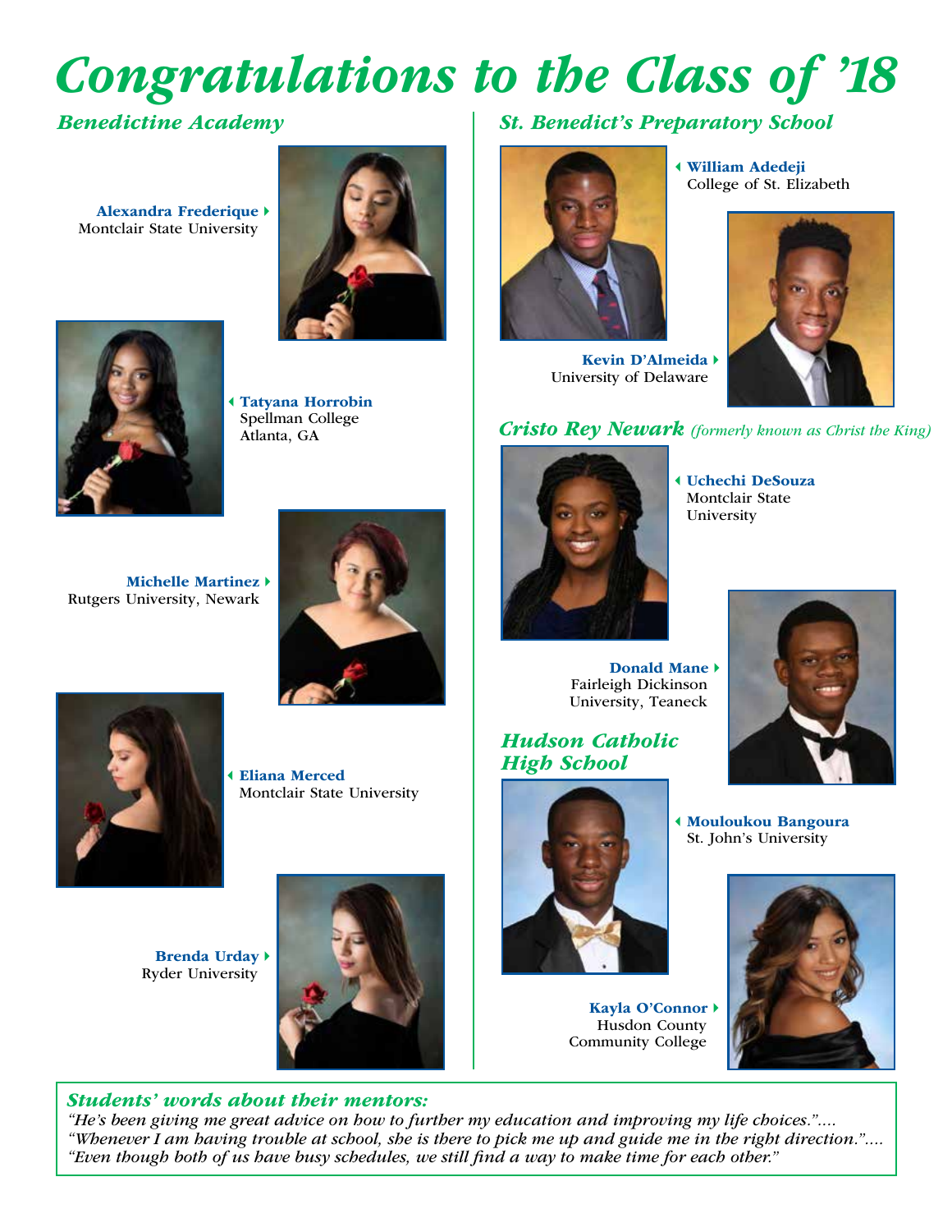# Congratulations to the Class of '18

## Benedictine Academy

**Alexandra Frederique**
Montclair State University

**Tatyana Horrobin**
Spellman College
Atlanta, GA

**Michelle Martinez**
Rutgers University, Newark

**Eliana Merced**
Montclair State University

**Brenda Urday**
Ryder University

## St. Benedict's Preparatory School

**William Adedeji**
College of St. Elizabeth

**Kevin D'Almeida**
University of Delaware

## Cristo Rey Newark *(formerly known as Christ the King)*

**Uchechi DeSouza**
Montclair State University

**Donald Mane**
Fairleigh Dickinson University, Teaneck

## Hudson Catholic High School

**Mouloukou Bangoura**
St. John's University

**Kayla O'Connor**
Husdon County Community College

### *Students' words about their mentors:*

*"He's been giving me great advice on how to further my education and improving my life choices."....*
*"Whenever I am having trouble at school, she is there to pick me up and guide me in the right direction."....*
*"Even though both of us have busy schedules, we still find a way to make time for each other."*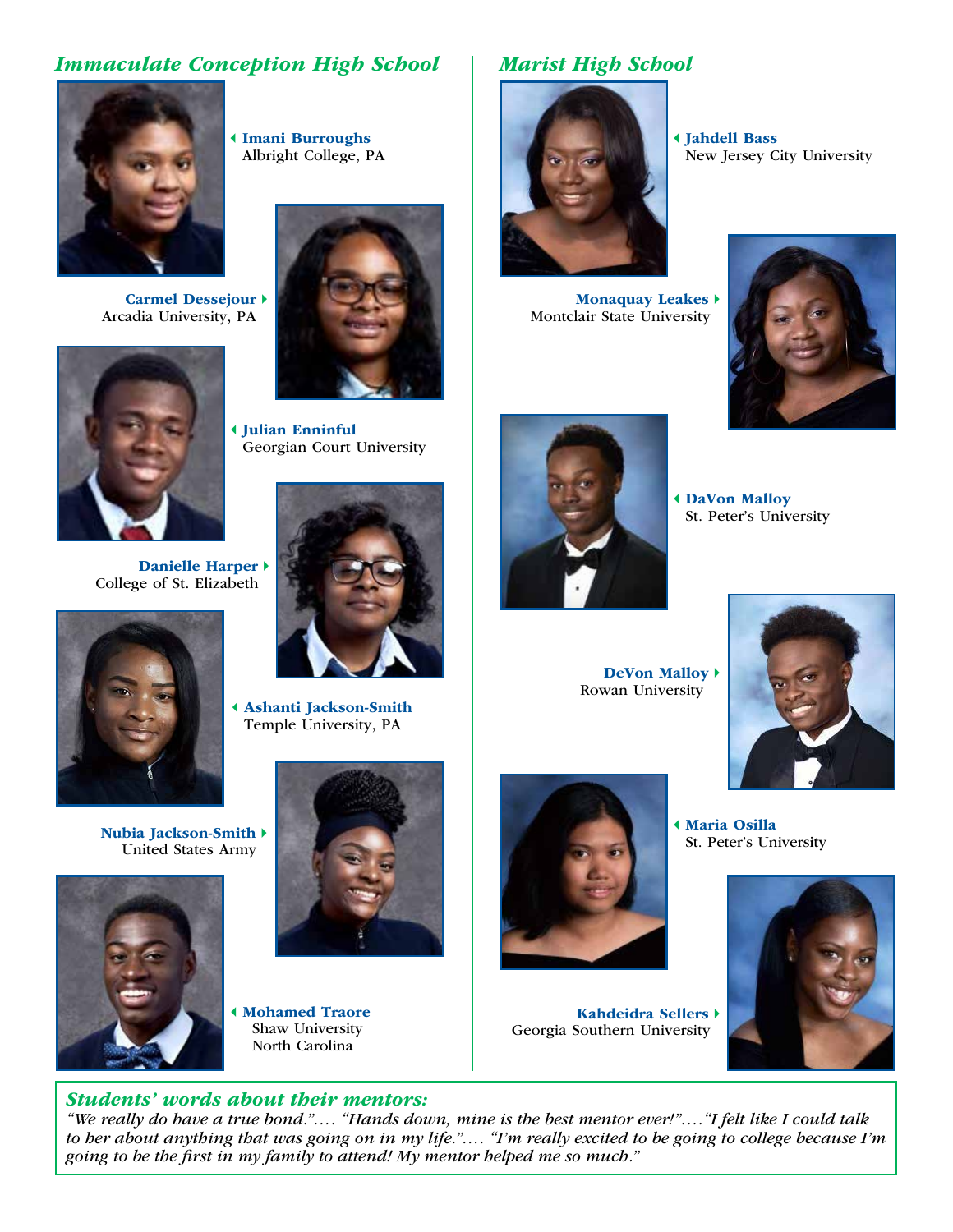## Immaculate Conception High School

**Imani Burroughs**
Albright College, PA

**Carmel Dessejour**
Arcadia University, PA

**Julian Enninful**
Georgian Court University

**Danielle Harper**
College of St. Elizabeth

**Ashanti Jackson-Smith**
Temple University, PA

**Nubia Jackson-Smith**
United States Army

**Mohamed Traore**
Shaw University
North Carolina

## Marist High School

**Jahdell Bass**
New Jersey City University

**Monaquay Leakes**
Montclair State University

**DaVon Malloy**
St. Peter's University

**DeVon Malloy**
Rowan University

**Maria Osilla**
St. Peter's University

**Kahdeidra Sellers**
Georgia Southern University

### *Students' words about their mentors:*

*"We really do have a true bond."…. "Hands down, mine is the best mentor ever!"….."I felt like I could talk to her about anything that was going on in my life."…. "I'm really excited to be going to college because I'm going to be the first in my family to attend! My mentor helped me so much."*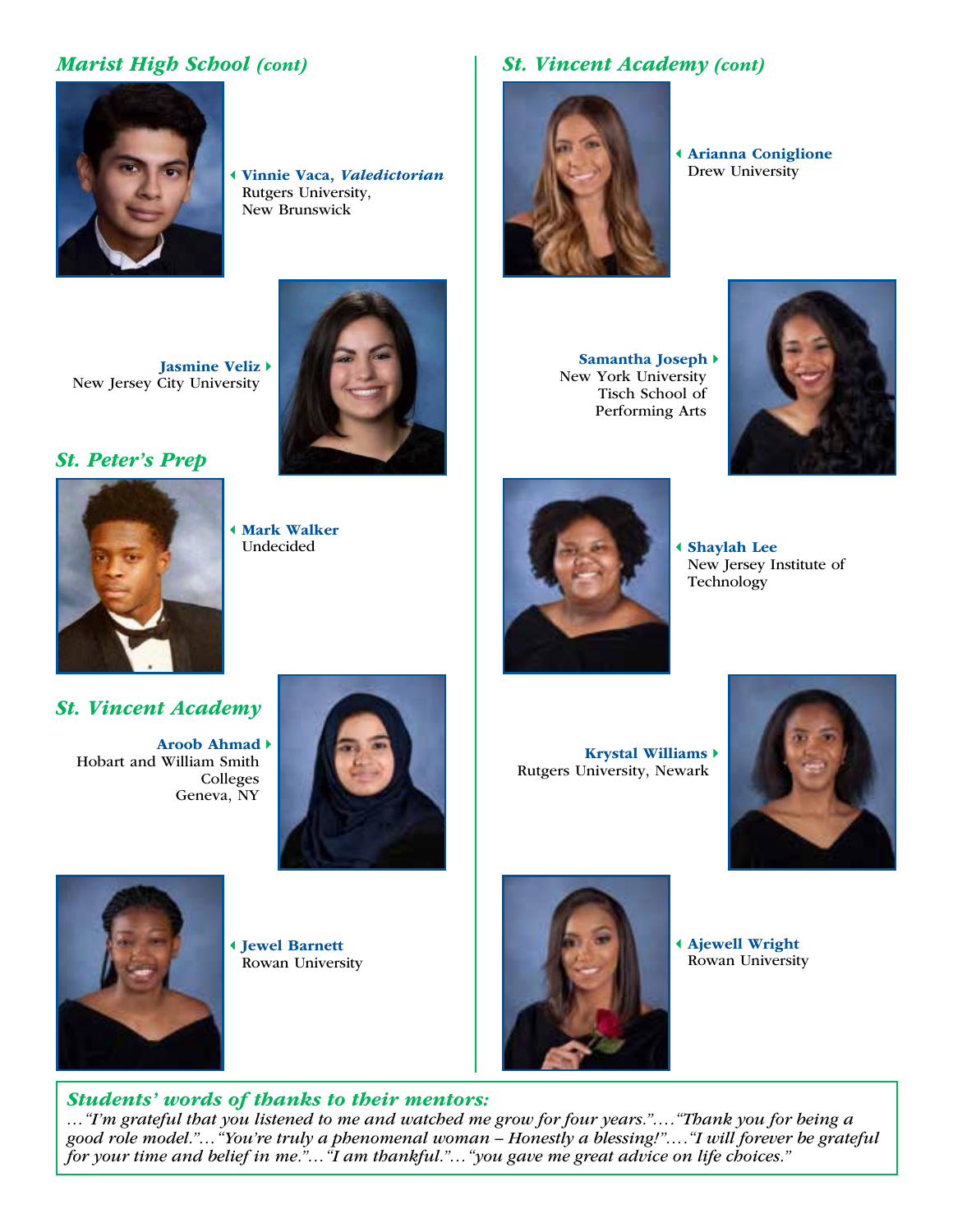## Marist High School *(cont)*

**Vinnie Vaca, *Valedictorian***
Rutgers University,
New Brunswick

**Jasmine Veliz**
New Jersey City University

## St. Peter's Prep

**Mark Walker**
Undecided

## St. Vincent Academy

**Aroob Ahmad**
Hobart and William Smith Colleges
Geneva, NY

**Jewel Barnett**
Rowan University

## St. Vincent Academy *(cont)*

**Arianna Coniglione**
Drew University

**Samantha Joseph**
New York University
Tisch School of Performing Arts

**Shaylah Lee**
New Jersey Institute of Technology

**Krystal Williams**
Rutgers University, Newark

**Ajewell Wright**
Rowan University

### *Students' words of thanks to their mentors:*

*…"I'm grateful that you listened to me and watched me grow for four years."…."Thank you for being a good role model."…"You're truly a phenomenal woman – Honestly a blessing!"…."I will forever be grateful for your time and belief in me."…"I am thankful."…"you gave me great advice on life choices."*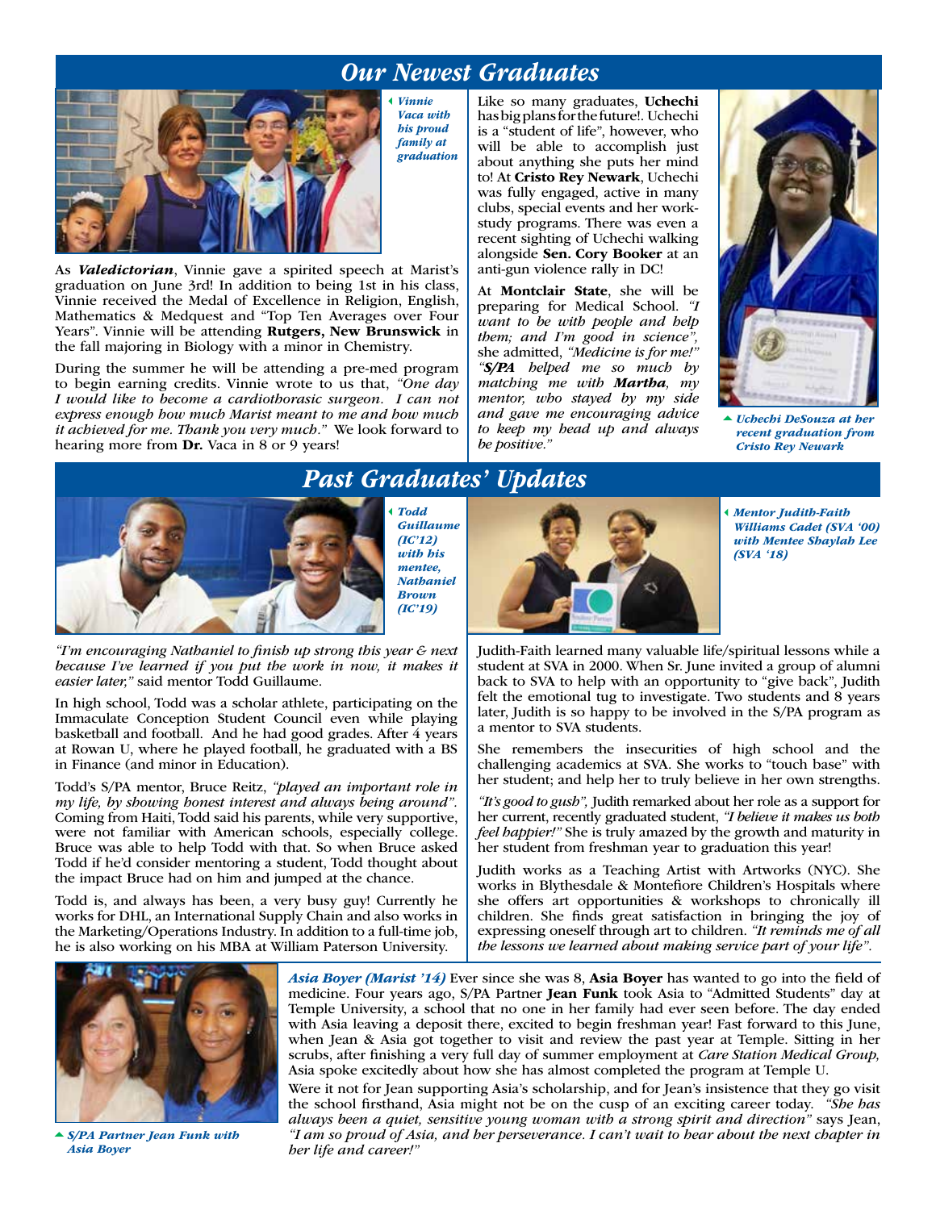# Our Newest Graduates

*Vinnie Vaca with his proud family at graduation*

As ***Valedictorian***, Vinnie gave a spirited speech at Marist's graduation on June 3rd! In addition to being 1st in his class, Vinnie received the Medal of Excellence in Religion, English, Mathematics & Medquest and "Top Ten Averages over Four Years". Vinnie will be attending **Rutgers, New Brunswick** in the fall majoring in Biology with a minor in Chemistry.

During the summer he will be attending a pre-med program to begin earning credits. Vinnie wrote to us that, *"One day I would like to become a cardiothorasic surgeon. I can not express enough how much Marist meant to me and how much it achieved for me. Thank you very much."* We look forward to hearing more from **Dr.** Vaca in 8 or 9 years!

Like so many graduates, **Uchechi** has big plans for the future!. Uchechi is a "student of life", however, who will be able to accomplish just about anything she puts her mind to! At **Cristo Rey Newark**, Uchechi was fully engaged, active in many clubs, special events and her work-study programs. There was even a recent sighting of Uchechi walking alongside **Sen. Cory Booker** at an anti-gun violence rally in DC!

At **Montclair State**, she will be preparing for Medical School. *"I want to be with people and help them; and I'm good in science"*, she admitted, *"Medicine is for me!" "**S/PA** helped me so much by matching me with **Martha**, my mentor, who stayed by my side and gave me encouraging advice to keep my head up and always be positive."*

*Uchechi DeSouza at her recent graduation from Cristo Rey Newark*

# Past Graduates' Updates

*Todd Guillaume (IC'12) with his mentee, Nathaniel Brown (IC'19)*

*"I'm encouraging Nathaniel to finish up strong this year & next because I've learned if you put the work in now, it makes it easier later,"* said mentor Todd Guillaume.

In high school, Todd was a scholar athlete, participating on the Immaculate Conception Student Council even while playing basketball and football. And he had good grades. After 4 years at Rowan U, where he played football, he graduated with a BS in Finance (and minor in Education).

Todd's S/PA mentor, Bruce Reitz, *"played an important role in my life, by showing honest interest and always being around"*. Coming from Haiti, Todd said his parents, while very supportive, were not familiar with American schools, especially college. Bruce was able to help Todd with that. So when Bruce asked Todd if he'd consider mentoring a student, Todd thought about the impact Bruce had on him and jumped at the chance.

Todd is, and always has been, a very busy guy! Currently he works for DHL, an International Supply Chain and also works in the Marketing/Operations Industry. In addition to a full-time job, he is also working on his MBA at William Paterson University.

*Mentor Judith-Faith Williams Cadet (SVA '00) with Mentee Shaylah Lee (SVA '18)*

Judith-Faith learned many valuable life/spiritual lessons while a student at SVA in 2000. When Sr. June invited a group of alumni back to SVA to help with an opportunity to "give back", Judith felt the emotional tug to investigate. Two students and 8 years later, Judith is so happy to be involved in the S/PA program as a mentor to SVA students.

She remembers the insecurities of high school and the challenging academics at SVA. She works to "touch base" with her student; and help her to truly believe in her own strengths.

*"It's good to gush"*, Judith remarked about her role as a support for her current, recently graduated student, *"I believe it makes us both feel happier!"* She is truly amazed by the growth and maturity in her student from freshman year to graduation this year!

Judith works as a Teaching Artist with Artworks (NYC). She works in Blythesdale & Montefiore Children's Hospitals where she offers art opportunities & workshops to chronically ill children. She finds great satisfaction in bringing the joy of expressing oneself through art to children. *"It reminds me of all the lessons we learned about making service part of your life"*.

*S/PA Partner Jean Funk with Asia Boyer*

***Asia Boyer (Marist '14)*** Ever since she was 8, **Asia Boyer** has wanted to go into the field of medicine. Four years ago, S/PA Partner **Jean Funk** took Asia to "Admitted Students" day at Temple University, a school that no one in her family had ever seen before. The day ended with Asia leaving a deposit there, excited to begin freshman year! Fast forward to this June, when Jean & Asia got together to visit and review the past year at Temple. Sitting in her scrubs, after finishing a very full day of summer employment at *Care Station Medical Group,* Asia spoke excitedly about how she has almost completed the program at Temple U.

Were it not for Jean supporting Asia's scholarship, and for Jean's insistence that they go visit the school firsthand, Asia might not be on the cusp of an exciting career today. *"She has always been a quiet, sensitive young woman with a strong spirit and direction"* says Jean, *"I am so proud of Asia, and her perseverance. I can't wait to hear about the next chapter in her life and career!"*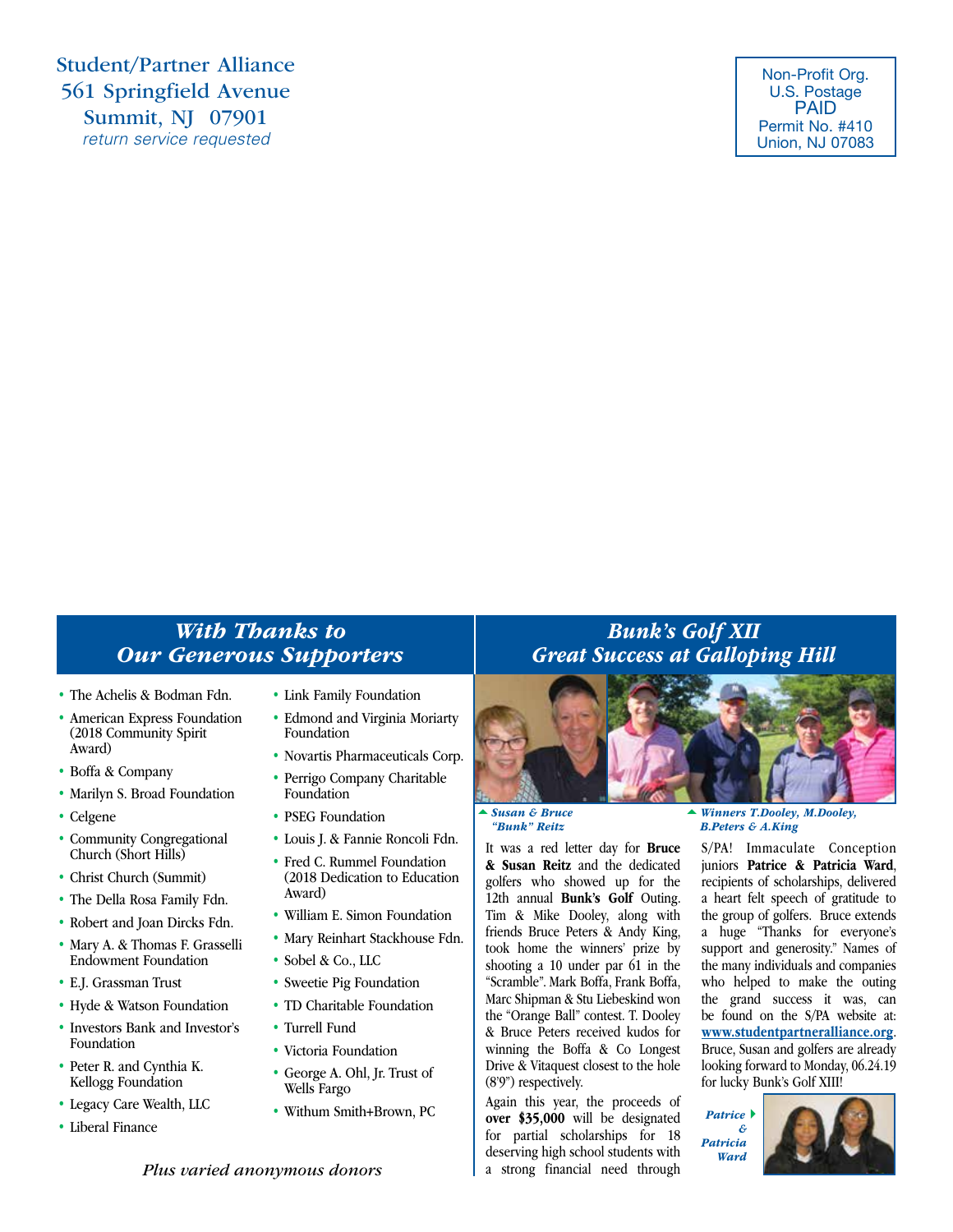Student/Partner Alliance
561 Springfield Avenue
Summit, NJ 07901
*return service requested*

Non-Profit Org.
U.S. Postage
PAID
Permit No. #410
Union, NJ 07083

## *With Thanks to Our Generous Supporters*

- The Achelis & Bodman Fdn.
- American Express Foundation (2018 Community Spirit Award)
- Boffa & Company
- Marilyn S. Broad Foundation
- Celgene
- Community Congregational Church (Short Hills)
- Christ Church (Summit)
- The Della Rosa Family Fdn.
- Robert and Joan Dircks Fdn.
- Mary A. & Thomas F. Grasselli Endowment Foundation
- E.J. Grassman Trust
- Hyde & Watson Foundation
- Investors Bank and Investor's Foundation
- Peter R. and Cynthia K. Kellogg Foundation
- Legacy Care Wealth, LLC
- Liberal Finance
- Link Family Foundation
- Edmond and Virginia Moriarty Foundation
- Novartis Pharmaceuticals Corp.
- Perrigo Company Charitable Foundation
- PSEG Foundation
- Louis J. & Fannie Roncoli Fdn.
- Fred C. Rummel Foundation (2018 Dedication to Education Award)
- William E. Simon Foundation
- Mary Reinhart Stackhouse Fdn.
- Sobel & Co., LLC
- Sweetie Pig Foundation
- TD Charitable Foundation
- Turrell Fund
- Victoria Foundation
- George A. Ohl, Jr. Trust of Wells Fargo
- Withum Smith+Brown, PC

*Plus varied anonymous donors*

## *Bunk's Golf XII Great Success at Galloping Hill*

*Susan & Bruce "Bunk" Reitz*

*Winners T.Dooley, M.Dooley, B.Peters & A.King*

It was a red letter day for **Bruce & Susan Reitz** and the dedicated golfers who showed up for the 12th annual **Bunk's Golf** Outing. Tim & Mike Dooley, along with friends Bruce Peters & Andy King, took home the winners' prize by shooting a 10 under par 61 in the "Scramble". Mark Boffa, Frank Boffa, Marc Shipman & Stu Liebeskind won the "Orange Ball" contest. T. Dooley & Bruce Peters received kudos for winning the Boffa & Co Longest Drive & Vitaquest closest to the hole (8'9") respectively.

Again this year, the proceeds of **over $35,000** will be designated for partial scholarships for 18 deserving high school students with a strong financial need through S/PA! Immaculate Conception juniors **Patrice & Patricia Ward**, recipients of scholarships, delivered a heart felt speech of gratitude to the group of golfers. Bruce extends a huge "Thanks for everyone's support and generosity." Names of the many individuals and companies who helped to make the outing the grand success it was, can be found on the S/PA website at: **www.studentpartneralliance.org**. Bruce, Susan and golfers are already looking forward to Monday, 06.24.19 for lucky Bunk's Golf XIII!

*Patrice & Patricia Ward*